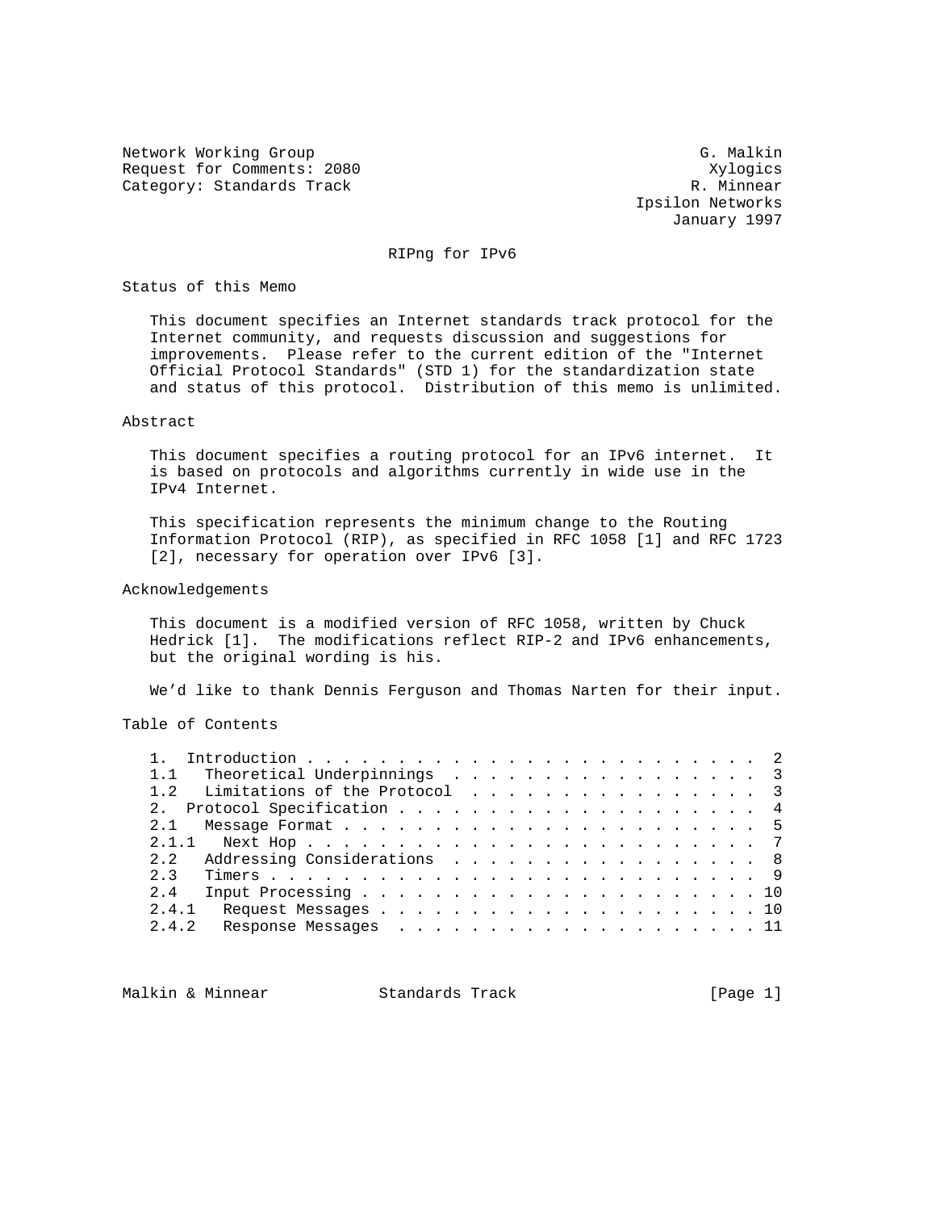Network Working Group G. Malkin
Request for Comments: 2080 Xylogics
Category: Standards Track R. Minnear
Ipsilon Networks
January 1997

# RIPng for IPv6

## Status of this Memo

This document specifies an Internet standards track protocol for the Internet community, and requests discussion and suggestions for improvements. Please refer to the current edition of the "Internet Official Protocol Standards" (STD 1) for the standardization state and status of this protocol. Distribution of this memo is unlimited.

## Abstract

This document specifies a routing protocol for an IPv6 internet. It is based on protocols and algorithms currently in wide use in the IPv4 Internet.

This specification represents the minimum change to the Routing Information Protocol (RIP), as specified in RFC 1058 [1] and RFC 1723 [2], necessary for operation over IPv6 [3].

## Acknowledgements

This document is a modified version of RFC 1058, written by Chuck Hedrick [1]. The modifications reflect RIP-2 and IPv6 enhancements, but the original wording is his.

We'd like to thank Dennis Ferguson and Thomas Narten for their input.

## Table of Contents

```
1.  Introduction . . . . . . . . . . . . . . . . . . . . . . . . .  2
1.1   Theoretical Underpinnings  . . . . . . . . . . . . . . . . .  3
1.2   Limitations of the Protocol  . . . . . . . . . . . . . . . .  3
2.  Protocol Specification . . . . . . . . . . . . . . . . . . . .  4
2.1   Message Format . . . . . . . . . . . . . . . . . . . . . . .  5
2.1.1   Next Hop . . . . . . . . . . . . . . . . . . . . . . . . .  7
2.2   Addressing Considerations  . . . . . . . . . . . . . . . . .  8
2.3   Timers . . . . . . . . . . . . . . . . . . . . . . . . . . .  9
2.4   Input Processing . . . . . . . . . . . . . . . . . . . . . . 10
2.4.1   Request Messages . . . . . . . . . . . . . . . . . . . . . 10
2.4.2   Response Messages  . . . . . . . . . . . . . . . . . . . . 11
```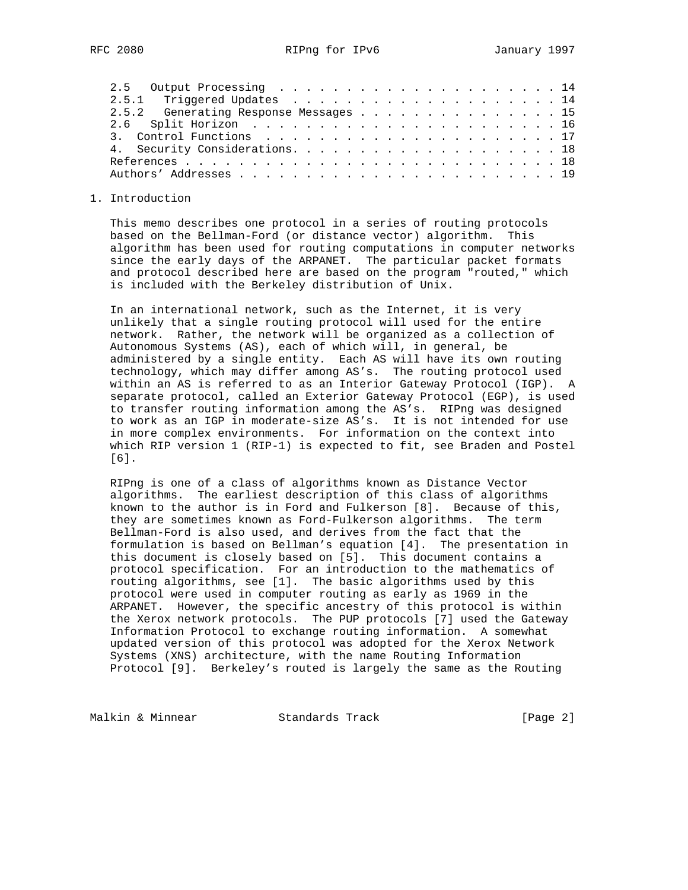| | | |
|---|---|---|
| 2.5 | Output Processing | 14 |
| 2.5.1 | Triggered Updates | 14 |
| 2.5.2 | Generating Response Messages | 15 |
| 2.6 | Split Horizon | 16 |
| 3. | Control Functions | 17 |
| 4. | Security Considerations | 18 |
| | References | 18 |
| | Authors' Addresses | 19 |

## 1. Introduction

This memo describes one protocol in a series of routing protocols based on the Bellman-Ford (or distance vector) algorithm. This algorithm has been used for routing computations in computer networks since the early days of the ARPANET. The particular packet formats and protocol described here are based on the program "routed," which is included with the Berkeley distribution of Unix.

In an international network, such as the Internet, it is very unlikely that a single routing protocol will used for the entire network. Rather, the network will be organized as a collection of Autonomous Systems (AS), each of which will, in general, be administered by a single entity. Each AS will have its own routing technology, which may differ among AS's. The routing protocol used within an AS is referred to as an Interior Gateway Protocol (IGP). A separate protocol, called an Exterior Gateway Protocol (EGP), is used to transfer routing information among the AS's. RIPng was designed to work as an IGP in moderate-size AS's. It is not intended for use in more complex environments. For information on the context into which RIP version 1 (RIP-1) is expected to fit, see Braden and Postel [6].

RIPng is one of a class of algorithms known as Distance Vector algorithms. The earliest description of this class of algorithms known to the author is in Ford and Fulkerson [8]. Because of this, they are sometimes known as Ford-Fulkerson algorithms. The term Bellman-Ford is also used, and derives from the fact that the formulation is based on Bellman's equation [4]. The presentation in this document is closely based on [5]. This document contains a protocol specification. For an introduction to the mathematics of routing algorithms, see [1]. The basic algorithms used by this protocol were used in computer routing as early as 1969 in the ARPANET. However, the specific ancestry of this protocol is within the Xerox network protocols. The PUP protocols [7] used the Gateway Information Protocol to exchange routing information. A somewhat updated version of this protocol was adopted for the Xerox Network Systems (XNS) architecture, with the name Routing Information Protocol [9]. Berkeley's routed is largely the same as the Routing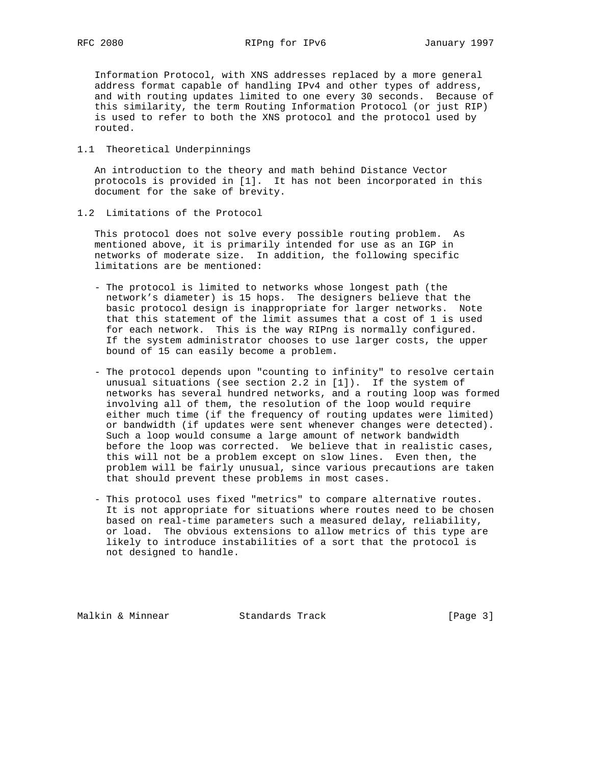Information Protocol, with XNS addresses replaced by a more general address format capable of handling IPv4 and other types of address, and with routing updates limited to one every 30 seconds. Because of this similarity, the term Routing Information Protocol (or just RIP) is used to refer to both the XNS protocol and the protocol used by routed.

## 1.1 Theoretical Underpinnings

An introduction to the theory and math behind Distance Vector protocols is provided in [1]. It has not been incorporated in this document for the sake of brevity.

## 1.2 Limitations of the Protocol

This protocol does not solve every possible routing problem. As mentioned above, it is primarily intended for use as an IGP in networks of moderate size. In addition, the following specific limitations are be mentioned:

- The protocol is limited to networks whose longest path (the network's diameter) is 15 hops. The designers believe that the basic protocol design is inappropriate for larger networks. Note that this statement of the limit assumes that a cost of 1 is used for each network. This is the way RIPng is normally configured. If the system administrator chooses to use larger costs, the upper bound of 15 can easily become a problem.

- The protocol depends upon "counting to infinity" to resolve certain unusual situations (see section 2.2 in [1]). If the system of networks has several hundred networks, and a routing loop was formed involving all of them, the resolution of the loop would require either much time (if the frequency of routing updates were limited) or bandwidth (if updates were sent whenever changes were detected). Such a loop would consume a large amount of network bandwidth before the loop was corrected. We believe that in realistic cases, this will not be a problem except on slow lines. Even then, the problem will be fairly unusual, since various precautions are taken that should prevent these problems in most cases.

- This protocol uses fixed "metrics" to compare alternative routes. It is not appropriate for situations where routes need to be chosen based on real-time parameters such a measured delay, reliability, or load. The obvious extensions to allow metrics of this type are likely to introduce instabilities of a sort that the protocol is not designed to handle.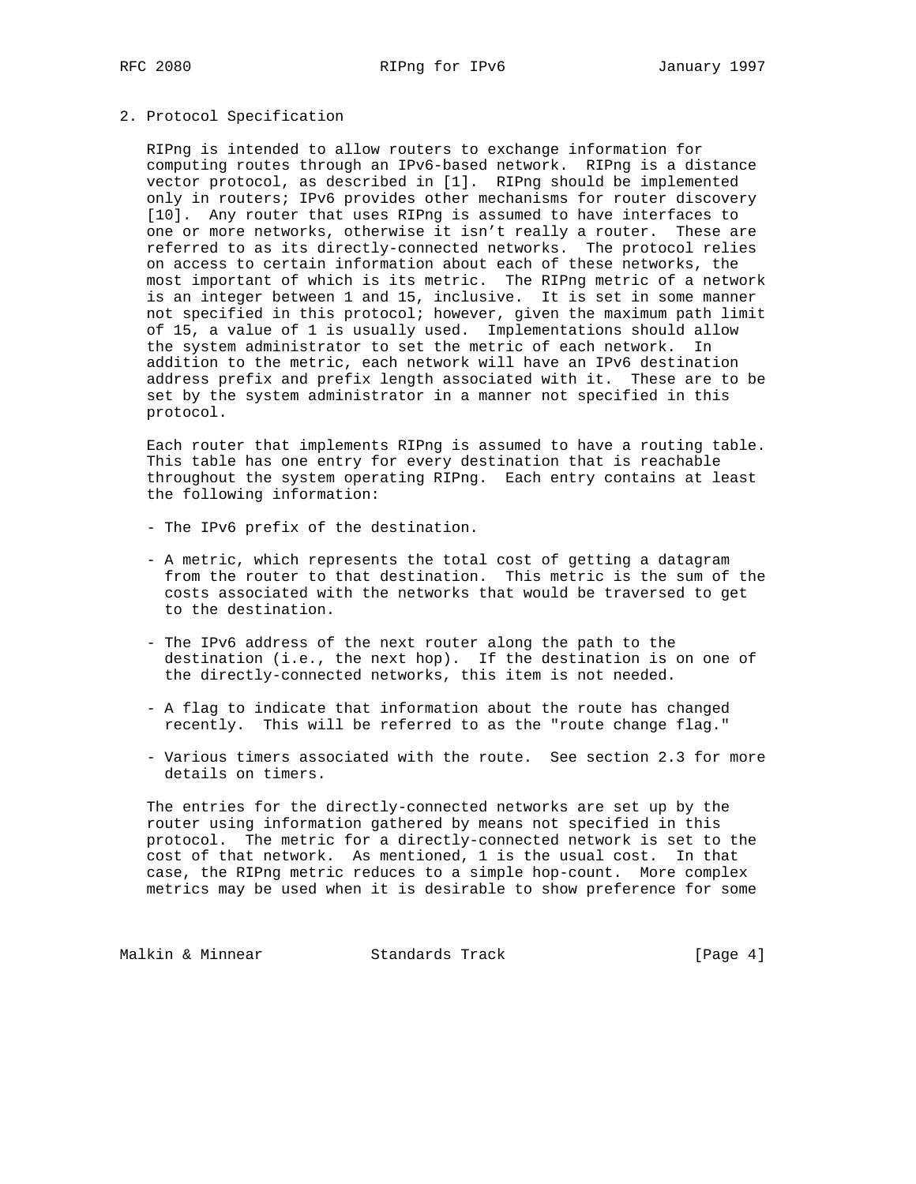## 2. Protocol Specification

RIPng is intended to allow routers to exchange information for computing routes through an IPv6-based network. RIPng is a distance vector protocol, as described in [1]. RIPng should be implemented only in routers; IPv6 provides other mechanisms for router discovery [10]. Any router that uses RIPng is assumed to have interfaces to one or more networks, otherwise it isn't really a router. These are referred to as its directly-connected networks. The protocol relies on access to certain information about each of these networks, the most important of which is its metric. The RIPng metric of a network is an integer between 1 and 15, inclusive. It is set in some manner not specified in this protocol; however, given the maximum path limit of 15, a value of 1 is usually used. Implementations should allow the system administrator to set the metric of each network. In addition to the metric, each network will have an IPv6 destination address prefix and prefix length associated with it. These are to be set by the system administrator in a manner not specified in this protocol.

Each router that implements RIPng is assumed to have a routing table. This table has one entry for every destination that is reachable throughout the system operating RIPng. Each entry contains at least the following information:

- The IPv6 prefix of the destination.
- A metric, which represents the total cost of getting a datagram from the router to that destination. This metric is the sum of the costs associated with the networks that would be traversed to get to the destination.
- The IPv6 address of the next router along the path to the destination (i.e., the next hop). If the destination is on one of the directly-connected networks, this item is not needed.
- A flag to indicate that information about the route has changed recently. This will be referred to as the "route change flag."
- Various timers associated with the route. See section 2.3 for more details on timers.

The entries for the directly-connected networks are set up by the router using information gathered by means not specified in this protocol. The metric for a directly-connected network is set to the cost of that network. As mentioned, 1 is the usual cost. In that case, the RIPng metric reduces to a simple hop-count. More complex metrics may be used when it is desirable to show preference for some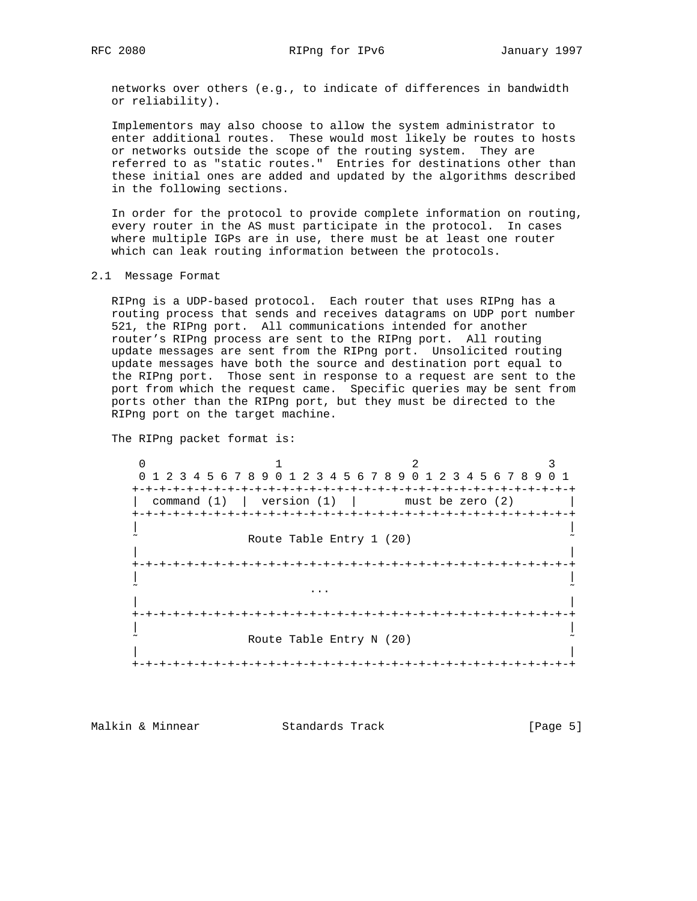networks over others (e.g., to indicate of differences in bandwidth or reliability).

Implementors may also choose to allow the system administrator to enter additional routes. These would most likely be routes to hosts or networks outside the scope of the routing system. They are referred to as "static routes." Entries for destinations other than these initial ones are added and updated by the algorithms described in the following sections.

In order for the protocol to provide complete information on routing, every router in the AS must participate in the protocol. In cases where multiple IGPs are in use, there must be at least one router which can leak routing information between the protocols.

## 2.1 Message Format

RIPng is a UDP-based protocol. Each router that uses RIPng has a routing process that sends and receives datagrams on UDP port number 521, the RIPng port. All communications intended for another router's RIPng process are sent to the RIPng port. All routing update messages are sent from the RIPng port. Unsolicited routing update messages have both the source and destination port equal to the RIPng port. Those sent in response to a request are sent to the port from which the request came. Specific queries may be sent from ports other than the RIPng port, but they must be directed to the RIPng port on the target machine.

The RIPng packet format is:

```
 0                   1                   2                   3
 0 1 2 3 4 5 6 7 8 9 0 1 2 3 4 5 6 7 8 9 0 1 2 3 4 5 6 7 8 9 0 1
+-+-+-+-+-+-+-+-+-+-+-+-+-+-+-+-+-+-+-+-+-+-+-+-+-+-+-+-+-+-+-+-+
|  command (1)  |  version (1)  |       must be zero (2)        |
+---------------+---------------+-------------------------------+
|                                                               |
~                Route Table Entry 1 (20)                       ~
|                                                               |
+---------------------------------------------------------------+
|                                                               |
~                         ...                                   ~
|                                                               |
+---------------------------------------------------------------+
|                                                               |
~                Route Table Entry N (20)                       ~
|                                                               |
+---------------------------------------------------------------+
```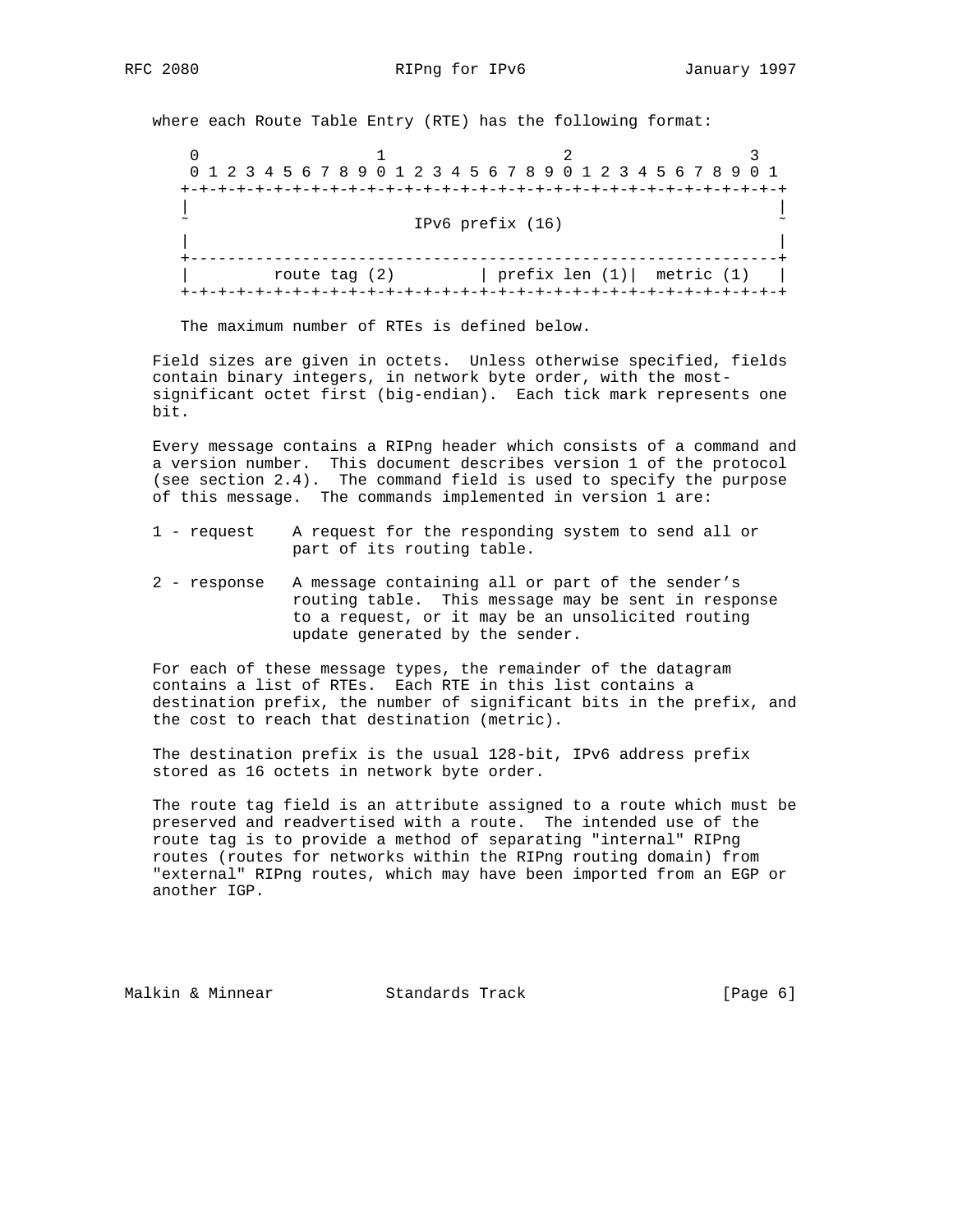where each Route Table Entry (RTE) has the following format:

```
 0                   1                   2                   3
 0 1 2 3 4 5 6 7 8 9 0 1 2 3 4 5 6 7 8 9 0 1 2 3 4 5 6 7 8 9 0 1
+-+-+-+-+-+-+-+-+-+-+-+-+-+-+-+-+-+-+-+-+-+-+-+-+-+-+-+-+-+-+-+-+
|                                                               |
~                        IPv6 prefix (16)                       ~
|                                                               |
+---------------------------------------------------------------+
|         route tag (2)         | prefix len (1)|  metric (1)   |
+-+-+-+-+-+-+-+-+-+-+-+-+-+-+-+-+-+-+-+-+-+-+-+-+-+-+-+-+-+-+-+-+
```

The maximum number of RTEs is defined below.

Field sizes are given in octets. Unless otherwise specified, fields contain binary integers, in network byte order, with the most-significant octet first (big-endian). Each tick mark represents one bit.

Every message contains a RIPng header which consists of a command and a version number. This document describes version 1 of the protocol (see section 2.4). The command field is used to specify the purpose of this message. The commands implemented in version 1 are:

- 1 - request    A request for the responding system to send all or part of its routing table.

- 2 - response   A message containing all or part of the sender's routing table. This message may be sent in response to a request, or it may be an unsolicited routing update generated by the sender.

For each of these message types, the remainder of the datagram contains a list of RTEs. Each RTE in this list contains a destination prefix, the number of significant bits in the prefix, and the cost to reach that destination (metric).

The destination prefix is the usual 128-bit, IPv6 address prefix stored as 16 octets in network byte order.

The route tag field is an attribute assigned to a route which must be preserved and readvertised with a route. The intended use of the route tag is to provide a method of separating "internal" RIPng routes (routes for networks within the RIPng routing domain) from "external" RIPng routes, which may have been imported from an EGP or another IGP.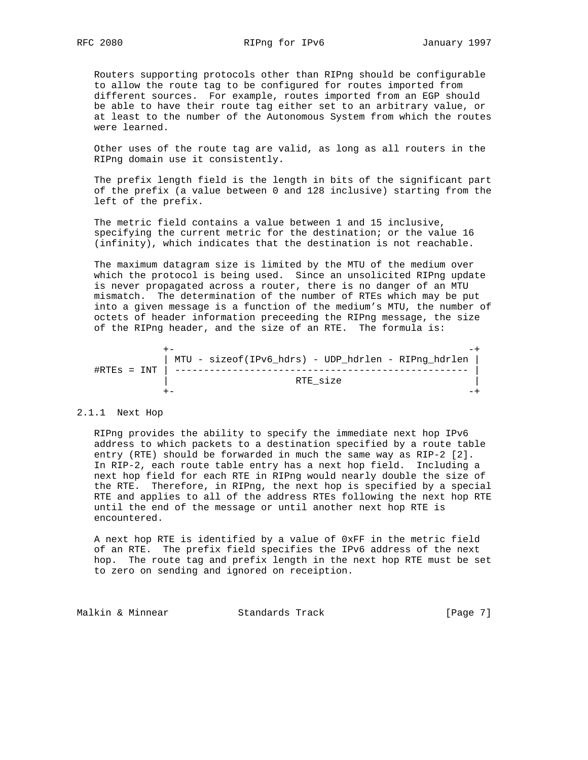Routers supporting protocols other than RIPng should be configurable to allow the route tag to be configured for routes imported from different sources. For example, routes imported from an EGP should be able to have their route tag either set to an arbitrary value, or at least to the number of the Autonomous System from which the routes were learned.

Other uses of the route tag are valid, as long as all routers in the RIPng domain use it consistently.

The prefix length field is the length in bits of the significant part of the prefix (a value between 0 and 128 inclusive) starting from the left of the prefix.

The metric field contains a value between 1 and 15 inclusive, specifying the current metric for the destination; or the value 16 (infinity), which indicates that the destination is not reachable.

The maximum datagram size is limited by the MTU of the medium over which the protocol is being used. Since an unsolicited RIPng update is never propagated across a router, there is no danger of an MTU mismatch. The determination of the number of RTEs which may be put into a given message is a function of the medium's MTU, the number of octets of header information preceeding the RIPng message, the size of the RIPng header, and the size of an RTE. The formula is:

```
            +-                                                   -+
            | MTU - sizeof(IPv6_hdrs) - UDP_hdrlen - RIPng_hdrlen |
#RTEs = INT | --------------------------------------------------- |
            |                      RTE_size                       |
            +-                                                   -+
```

### 2.1.1 Next Hop

RIPng provides the ability to specify the immediate next hop IPv6 address to which packets to a destination specified by a route table entry (RTE) should be forwarded in much the same way as RIP-2 [2]. In RIP-2, each route table entry has a next hop field. Including a next hop field for each RTE in RIPng would nearly double the size of the RTE. Therefore, in RIPng, the next hop is specified by a special RTE and applies to all of the address RTEs following the next hop RTE until the end of the message or until another next hop RTE is encountered.

A next hop RTE is identified by a value of 0xFF in the metric field of an RTE. The prefix field specifies the IPv6 address of the next hop. The route tag and prefix length in the next hop RTE must be set to zero on sending and ignored on receiption.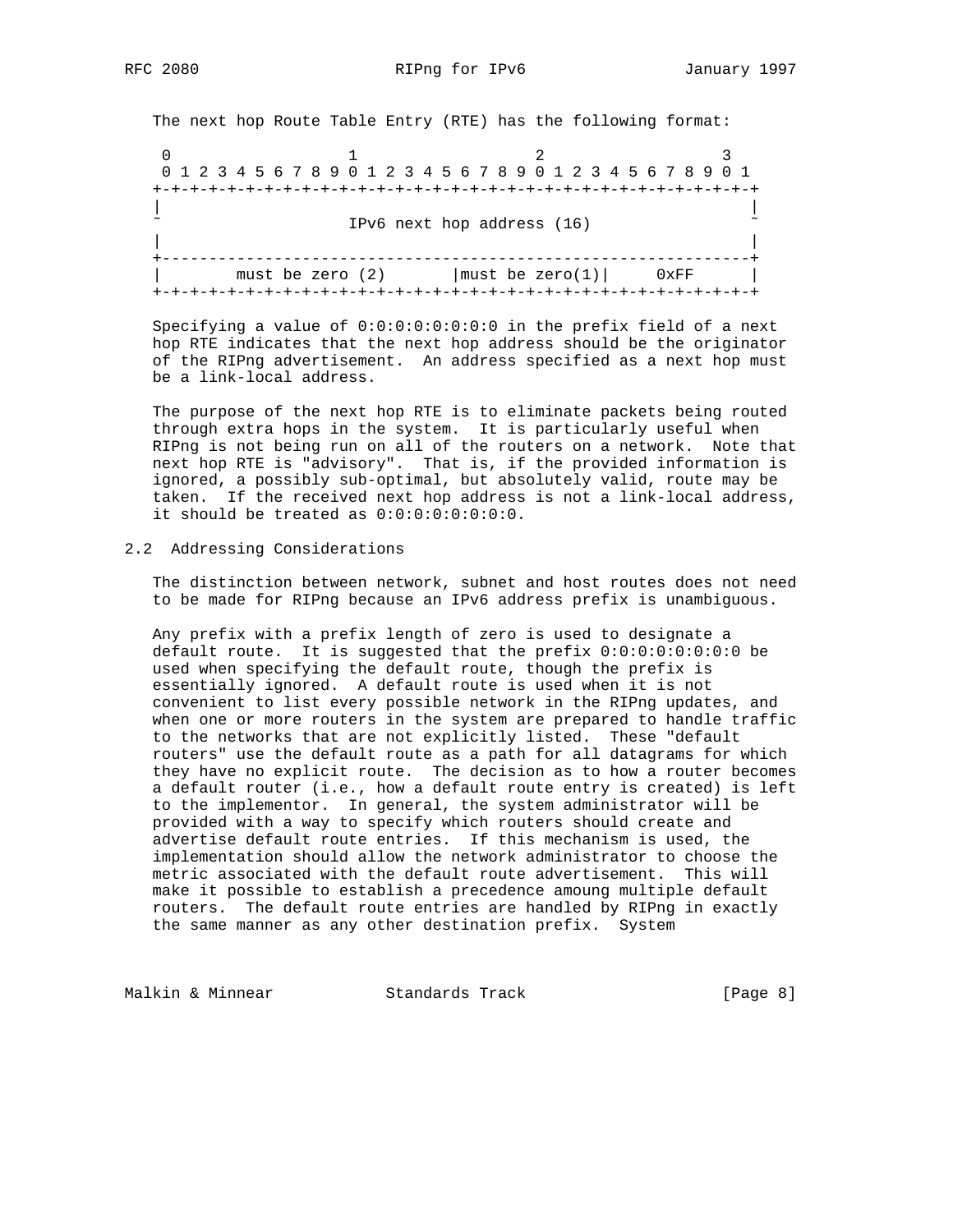The next hop Route Table Entry (RTE) has the following format:

```
 0                   1                   2                   3
 0 1 2 3 4 5 6 7 8 9 0 1 2 3 4 5 6 7 8 9 0 1 2 3 4 5 6 7 8 9 0 1
+-+-+-+-+-+-+-+-+-+-+-+-+-+-+-+-+-+-+-+-+-+-+-+-+-+-+-+-+-+-+-+-+
|                                                               |
~                    IPv6 next hop address (16)                 ~
|                                                               |
+---------------------------------------------------------------+
|        must be zero (2)       |must be zero(1)|     0xFF      |
+-+-+-+-+-+-+-+-+-+-+-+-+-+-+-+-+-+-+-+-+-+-+-+-+-+-+-+-+-+-+-+-+
```

Specifying a value of 0:0:0:0:0:0:0:0 in the prefix field of a next hop RTE indicates that the next hop address should be the originator of the RIPng advertisement. An address specified as a next hop must be a link-local address.

The purpose of the next hop RTE is to eliminate packets being routed through extra hops in the system. It is particularly useful when RIPng is not being run on all of the routers on a network. Note that next hop RTE is "advisory". That is, if the provided information is ignored, a possibly sub-optimal, but absolutely valid, route may be taken. If the received next hop address is not a link-local address, it should be treated as 0:0:0:0:0:0:0:0.

## 2.2 Addressing Considerations

The distinction between network, subnet and host routes does not need to be made for RIPng because an IPv6 address prefix is unambiguous.

Any prefix with a prefix length of zero is used to designate a default route. It is suggested that the prefix 0:0:0:0:0:0:0:0 be used when specifying the default route, though the prefix is essentially ignored. A default route is used when it is not convenient to list every possible network in the RIPng updates, and when one or more routers in the system are prepared to handle traffic to the networks that are not explicitly listed. These "default routers" use the default route as a path for all datagrams for which they have no explicit route. The decision as to how a router becomes a default router (i.e., how a default route entry is created) is left to the implementor. In general, the system administrator will be provided with a way to specify which routers should create and advertise default route entries. If this mechanism is used, the implementation should allow the network administrator to choose the metric associated with the default route advertisement. This will make it possible to establish a precedence amoung multiple default routers. The default route entries are handled by RIPng in exactly the same manner as any other destination prefix. System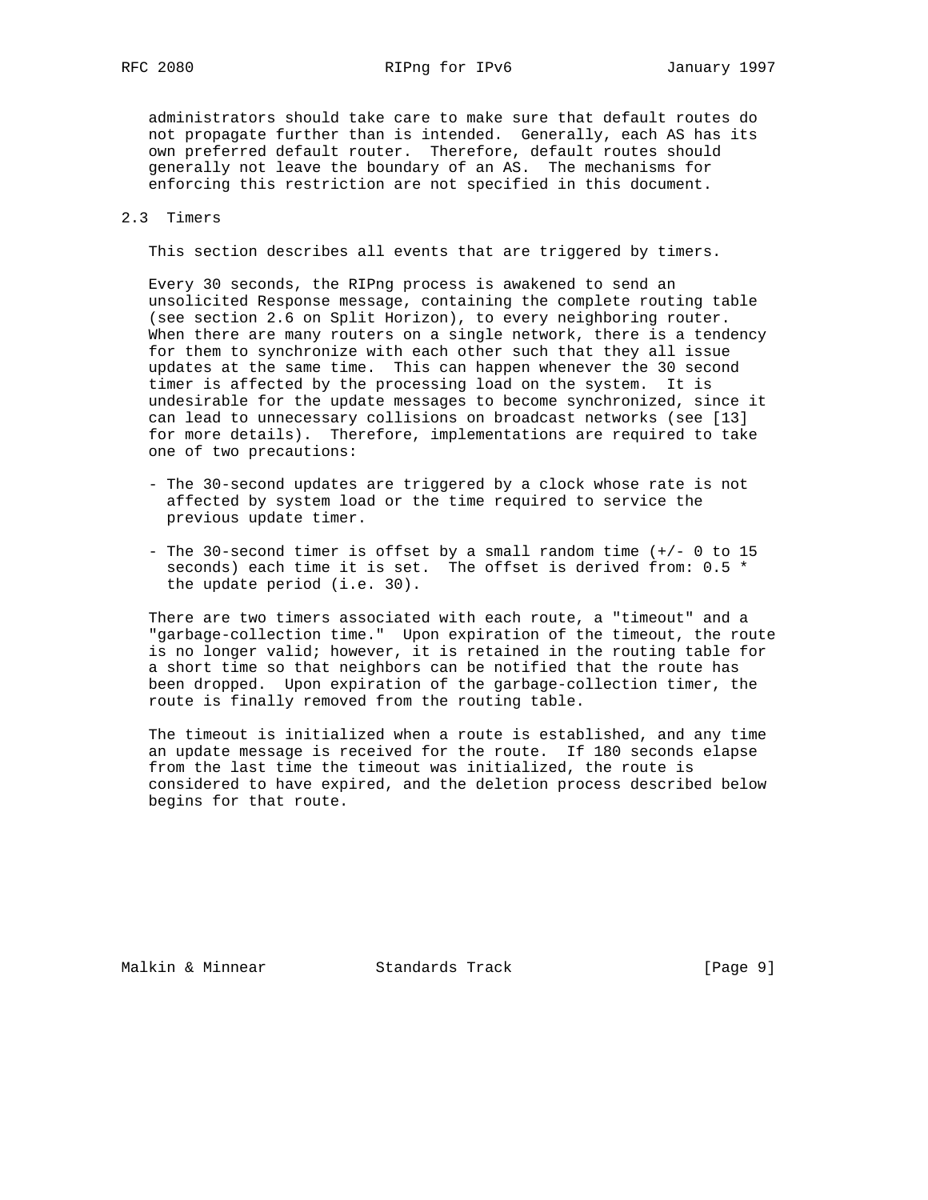administrators should take care to make sure that default routes do not propagate further than is intended. Generally, each AS has its own preferred default router. Therefore, default routes should generally not leave the boundary of an AS. The mechanisms for enforcing this restriction are not specified in this document.

## 2.3 Timers

This section describes all events that are triggered by timers.

Every 30 seconds, the RIPng process is awakened to send an unsolicited Response message, containing the complete routing table (see section 2.6 on Split Horizon), to every neighboring router. When there are many routers on a single network, there is a tendency for them to synchronize with each other such that they all issue updates at the same time. This can happen whenever the 30 second timer is affected by the processing load on the system. It is undesirable for the update messages to become synchronized, since it can lead to unnecessary collisions on broadcast networks (see [13] for more details). Therefore, implementations are required to take one of two precautions:

- The 30-second updates are triggered by a clock whose rate is not affected by system load or the time required to service the previous update timer.

- The 30-second timer is offset by a small random time (+/- 0 to 15 seconds) each time it is set. The offset is derived from: 0.5 * the update period (i.e. 30).

There are two timers associated with each route, a "timeout" and a "garbage-collection time." Upon expiration of the timeout, the route is no longer valid; however, it is retained in the routing table for a short time so that neighbors can be notified that the route has been dropped. Upon expiration of the garbage-collection timer, the route is finally removed from the routing table.

The timeout is initialized when a route is established, and any time an update message is received for the route. If 180 seconds elapse from the last time the timeout was initialized, the route is considered to have expired, and the deletion process described below begins for that route.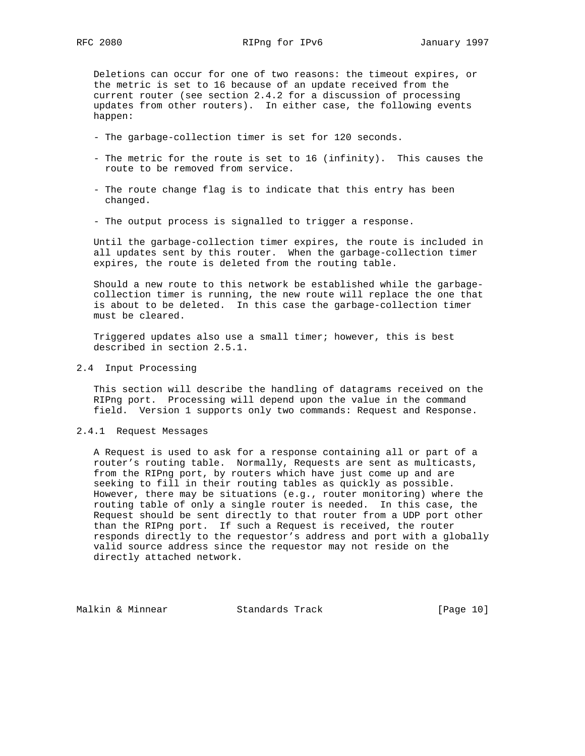Deletions can occur for one of two reasons: the timeout expires, or the metric is set to 16 because of an update received from the current router (see section 2.4.2 for a discussion of processing updates from other routers). In either case, the following events happen:

- The garbage-collection timer is set for 120 seconds.

- The metric for the route is set to 16 (infinity). This causes the route to be removed from service.

- The route change flag is to indicate that this entry has been changed.

- The output process is signalled to trigger a response.

Until the garbage-collection timer expires, the route is included in all updates sent by this router. When the garbage-collection timer expires, the route is deleted from the routing table.

Should a new route to this network be established while the garbage-collection timer is running, the new route will replace the one that is about to be deleted. In this case the garbage-collection timer must be cleared.

Triggered updates also use a small timer; however, this is best described in section 2.5.1.

## 2.4 Input Processing

This section will describe the handling of datagrams received on the RIPng port. Processing will depend upon the value in the command field. Version 1 supports only two commands: Request and Response.

### 2.4.1 Request Messages

A Request is used to ask for a response containing all or part of a router's routing table. Normally, Requests are sent as multicasts, from the RIPng port, by routers which have just come up and are seeking to fill in their routing tables as quickly as possible. However, there may be situations (e.g., router monitoring) where the routing table of only a single router is needed. In this case, the Request should be sent directly to that router from a UDP port other than the RIPng port. If such a Request is received, the router responds directly to the requestor's address and port with a globally valid source address since the requestor may not reside on the directly attached network.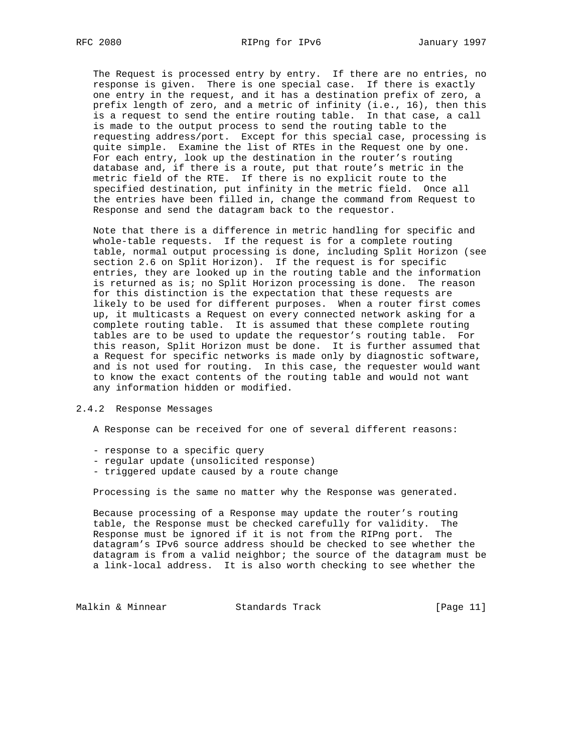The Request is processed entry by entry. If there are no entries, no response is given. There is one special case. If there is exactly one entry in the request, and it has a destination prefix of zero, a prefix length of zero, and a metric of infinity (i.e., 16), then this is a request to send the entire routing table. In that case, a call is made to the output process to send the routing table to the requesting address/port. Except for this special case, processing is quite simple. Examine the list of RTEs in the Request one by one. For each entry, look up the destination in the router's routing database and, if there is a route, put that route's metric in the metric field of the RTE. If there is no explicit route to the specified destination, put infinity in the metric field. Once all the entries have been filled in, change the command from Request to Response and send the datagram back to the requestor.

Note that there is a difference in metric handling for specific and whole-table requests. If the request is for a complete routing table, normal output processing is done, including Split Horizon (see section 2.6 on Split Horizon). If the request is for specific entries, they are looked up in the routing table and the information is returned as is; no Split Horizon processing is done. The reason for this distinction is the expectation that these requests are likely to be used for different purposes. When a router first comes up, it multicasts a Request on every connected network asking for a complete routing table. It is assumed that these complete routing tables are to be used to update the requestor's routing table. For this reason, Split Horizon must be done. It is further assumed that a Request for specific networks is made only by diagnostic software, and is not used for routing. In this case, the requester would want to know the exact contents of the routing table and would not want any information hidden or modified.

### 2.4.2 Response Messages

A Response can be received for one of several different reasons:

- response to a specific query
- regular update (unsolicited response)
- triggered update caused by a route change

Processing is the same no matter why the Response was generated.

Because processing of a Response may update the router's routing table, the Response must be checked carefully for validity. The Response must be ignored if it is not from the RIPng port. The datagram's IPv6 source address should be checked to see whether the datagram is from a valid neighbor; the source of the datagram must be a link-local address. It is also worth checking to see whether the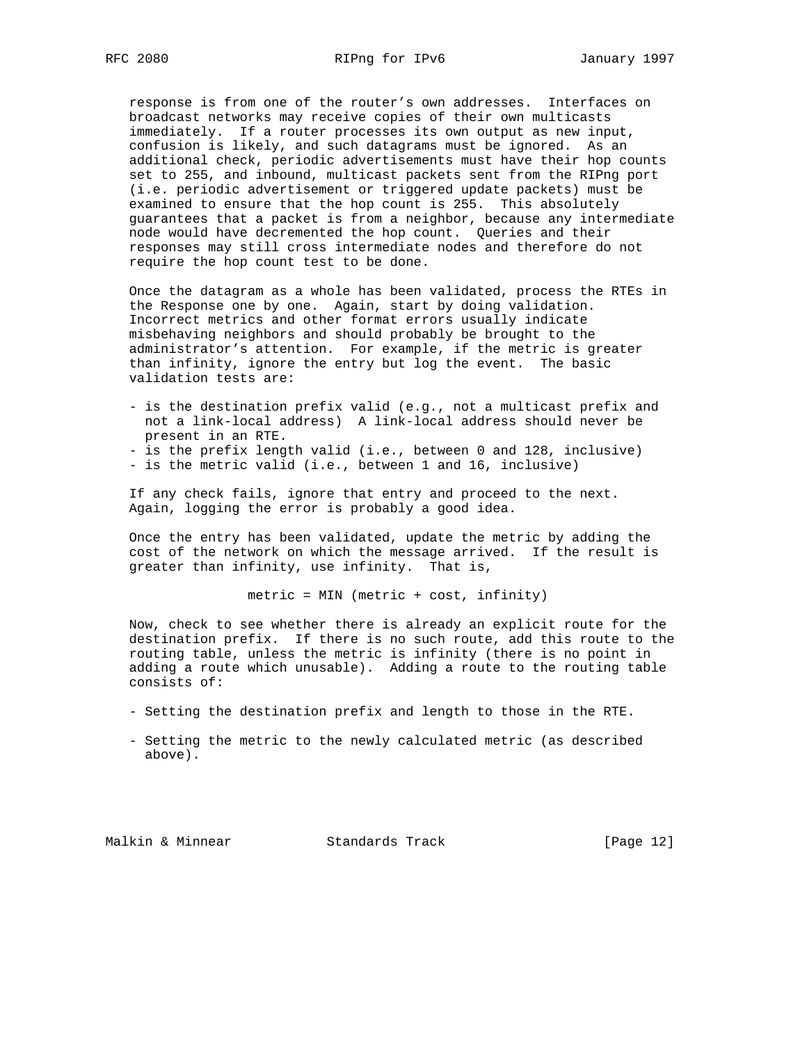response is from one of the router's own addresses. Interfaces on broadcast networks may receive copies of their own multicasts immediately. If a router processes its own output as new input, confusion is likely, and such datagrams must be ignored. As an additional check, periodic advertisements must have their hop counts set to 255, and inbound, multicast packets sent from the RIPng port (i.e. periodic advertisement or triggered update packets) must be examined to ensure that the hop count is 255. This absolutely guarantees that a packet is from a neighbor, because any intermediate node would have decremented the hop count. Queries and their responses may still cross intermediate nodes and therefore do not require the hop count test to be done.

Once the datagram as a whole has been validated, process the RTEs in the Response one by one. Again, start by doing validation. Incorrect metrics and other format errors usually indicate misbehaving neighbors and should probably be brought to the administrator's attention. For example, if the metric is greater than infinity, ignore the entry but log the event. The basic validation tests are:

- is the destination prefix valid (e.g., not a multicast prefix and not a link-local address) A link-local address should never be present in an RTE.
- is the prefix length valid (i.e., between 0 and 128, inclusive)
- is the metric valid (i.e., between 1 and 16, inclusive)

If any check fails, ignore that entry and proceed to the next. Again, logging the error is probably a good idea.

Once the entry has been validated, update the metric by adding the cost of the network on which the message arrived. If the result is greater than infinity, use infinity. That is,

```
metric = MIN (metric + cost, infinity)
```

Now, check to see whether there is already an explicit route for the destination prefix. If there is no such route, add this route to the routing table, unless the metric is infinity (there is no point in adding a route which unusable). Adding a route to the routing table consists of:

- Setting the destination prefix and length to those in the RTE.

- Setting the metric to the newly calculated metric (as described above).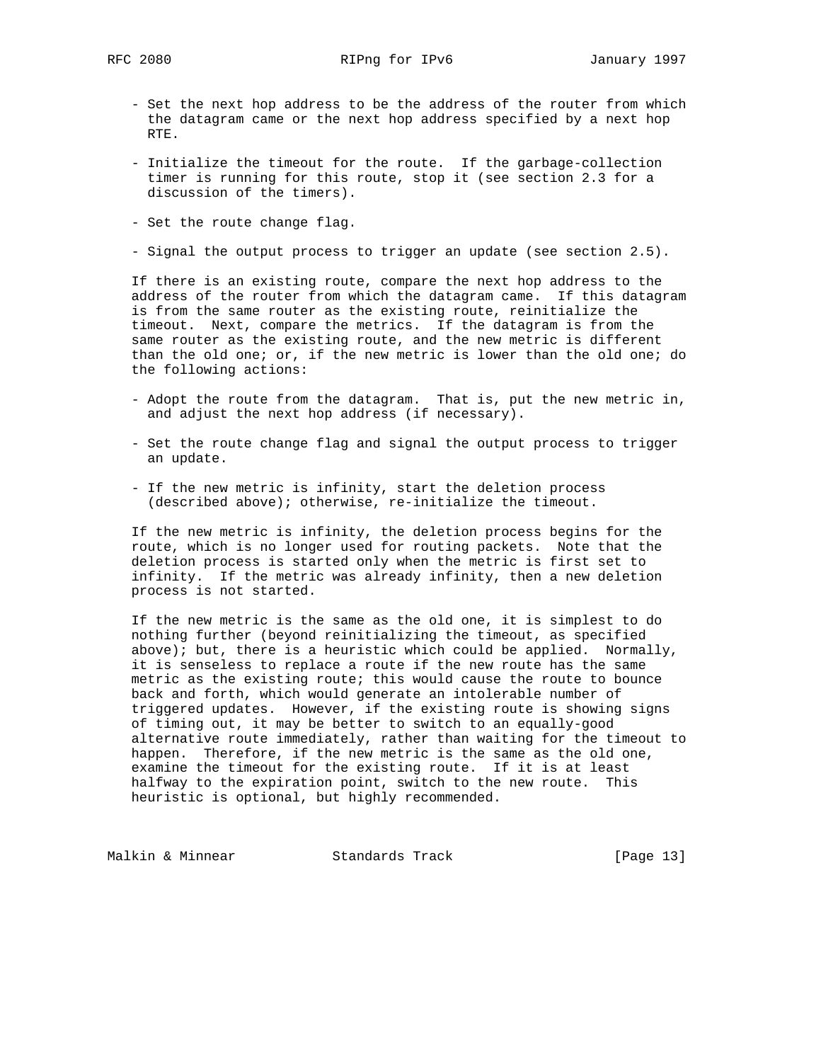- Set the next hop address to be the address of the router from which the datagram came or the next hop address specified by a next hop RTE.

- Initialize the timeout for the route. If the garbage-collection timer is running for this route, stop it (see section 2.3 for a discussion of the timers).

- Set the route change flag.

- Signal the output process to trigger an update (see section 2.5).

If there is an existing route, compare the next hop address to the address of the router from which the datagram came. If this datagram is from the same router as the existing route, reinitialize the timeout. Next, compare the metrics. If the datagram is from the same router as the existing route, and the new metric is different than the old one; or, if the new metric is lower than the old one; do the following actions:

- Adopt the route from the datagram. That is, put the new metric in, and adjust the next hop address (if necessary).

- Set the route change flag and signal the output process to trigger an update.

- If the new metric is infinity, start the deletion process (described above); otherwise, re-initialize the timeout.

If the new metric is infinity, the deletion process begins for the route, which is no longer used for routing packets. Note that the deletion process is started only when the metric is first set to infinity. If the metric was already infinity, then a new deletion process is not started.

If the new metric is the same as the old one, it is simplest to do nothing further (beyond reinitializing the timeout, as specified above); but, there is a heuristic which could be applied. Normally, it is senseless to replace a route if the new route has the same metric as the existing route; this would cause the route to bounce back and forth, which would generate an intolerable number of triggered updates. However, if the existing route is showing signs of timing out, it may be better to switch to an equally-good alternative route immediately, rather than waiting for the timeout to happen. Therefore, if the new metric is the same as the old one, examine the timeout for the existing route. If it is at least halfway to the expiration point, switch to the new route. This heuristic is optional, but highly recommended.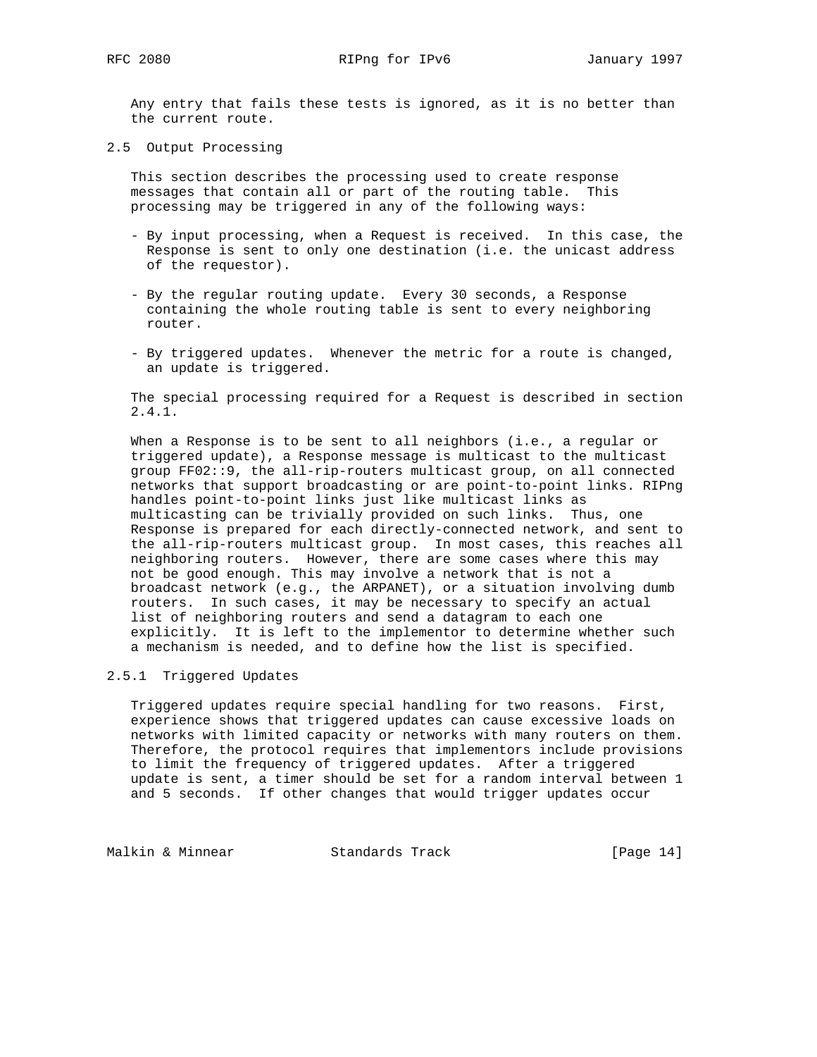Any entry that fails these tests is ignored, as it is no better than the current route.

## 2.5 Output Processing

This section describes the processing used to create response messages that contain all or part of the routing table. This processing may be triggered in any of the following ways:

- By input processing, when a Request is received. In this case, the Response is sent to only one destination (i.e. the unicast address of the requestor).

- By the regular routing update. Every 30 seconds, a Response containing the whole routing table is sent to every neighboring router.

- By triggered updates. Whenever the metric for a route is changed, an update is triggered.

The special processing required for a Request is described in section 2.4.1.

When a Response is to be sent to all neighbors (i.e., a regular or triggered update), a Response message is multicast to the multicast group FF02::9, the all-rip-routers multicast group, on all connected networks that support broadcasting or are point-to-point links. RIPng handles point-to-point links just like multicast links as multicasting can be trivially provided on such links. Thus, one Response is prepared for each directly-connected network, and sent to the all-rip-routers multicast group. In most cases, this reaches all neighboring routers. However, there are some cases where this may not be good enough. This may involve a network that is not a broadcast network (e.g., the ARPANET), or a situation involving dumb routers. In such cases, it may be necessary to specify an actual list of neighboring routers and send a datagram to each one explicitly. It is left to the implementor to determine whether such a mechanism is needed, and to define how the list is specified.

### 2.5.1 Triggered Updates

Triggered updates require special handling for two reasons. First, experience shows that triggered updates can cause excessive loads on networks with limited capacity or networks with many routers on them. Therefore, the protocol requires that implementors include provisions to limit the frequency of triggered updates. After a triggered update is sent, a timer should be set for a random interval between 1 and 5 seconds. If other changes that would trigger updates occur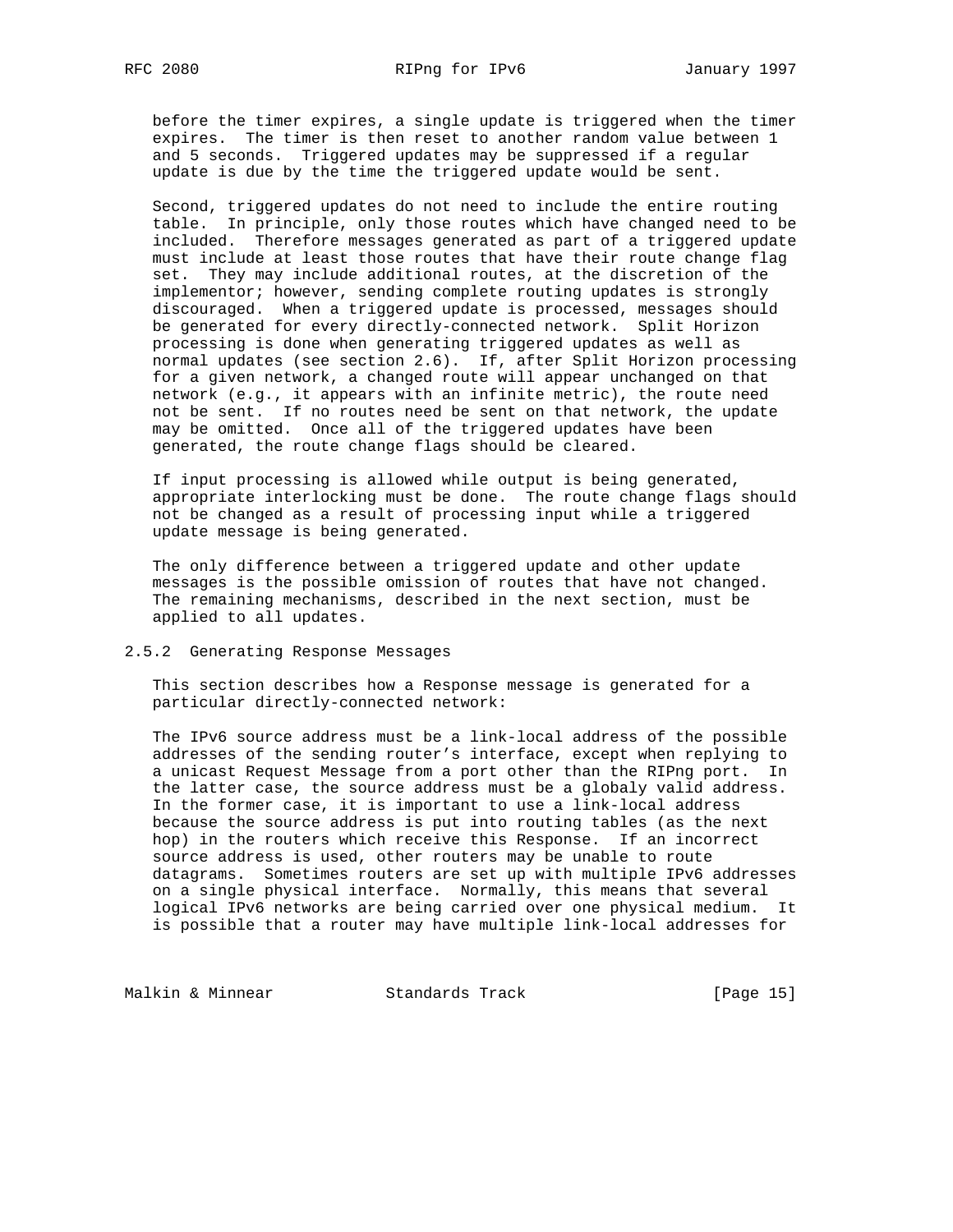before the timer expires, a single update is triggered when the timer expires. The timer is then reset to another random value between 1 and 5 seconds. Triggered updates may be suppressed if a regular update is due by the time the triggered update would be sent.

Second, triggered updates do not need to include the entire routing table. In principle, only those routes which have changed need to be included. Therefore messages generated as part of a triggered update must include at least those routes that have their route change flag set. They may include additional routes, at the discretion of the implementor; however, sending complete routing updates is strongly discouraged. When a triggered update is processed, messages should be generated for every directly-connected network. Split Horizon processing is done when generating triggered updates as well as normal updates (see section 2.6). If, after Split Horizon processing for a given network, a changed route will appear unchanged on that network (e.g., it appears with an infinite metric), the route need not be sent. If no routes need be sent on that network, the update may be omitted. Once all of the triggered updates have been generated, the route change flags should be cleared.

If input processing is allowed while output is being generated, appropriate interlocking must be done. The route change flags should not be changed as a result of processing input while a triggered update message is being generated.

The only difference between a triggered update and other update messages is the possible omission of routes that have not changed. The remaining mechanisms, described in the next section, must be applied to all updates.

### 2.5.2 Generating Response Messages

This section describes how a Response message is generated for a particular directly-connected network:

The IPv6 source address must be a link-local address of the possible addresses of the sending router's interface, except when replying to a unicast Request Message from a port other than the RIPng port. In the latter case, the source address must be a globaly valid address. In the former case, it is important to use a link-local address because the source address is put into routing tables (as the next hop) in the routers which receive this Response. If an incorrect source address is used, other routers may be unable to route datagrams. Sometimes routers are set up with multiple IPv6 addresses on a single physical interface. Normally, this means that several logical IPv6 networks are being carried over one physical medium. It is possible that a router may have multiple link-local addresses for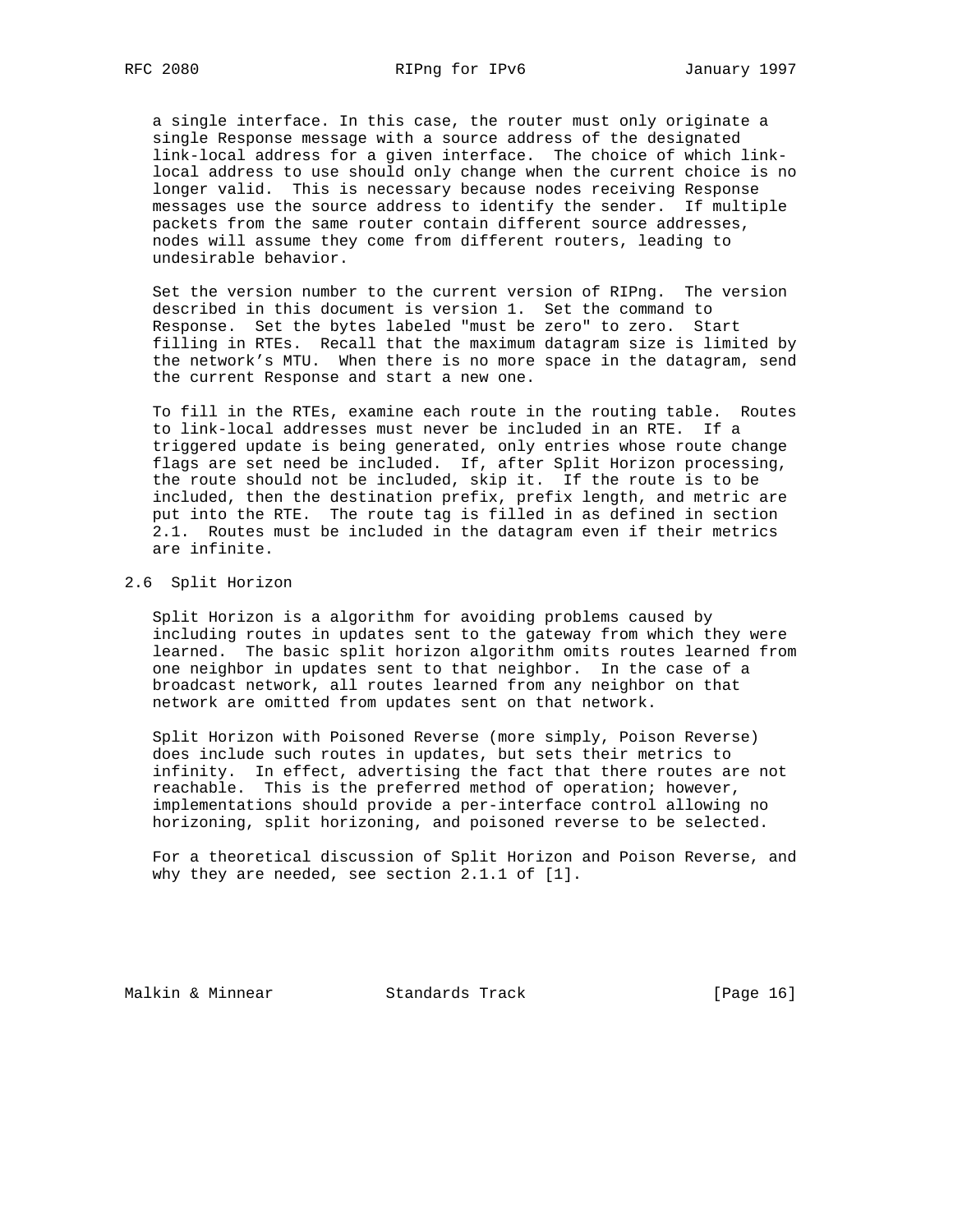a single interface. In this case, the router must only originate a single Response message with a source address of the designated link-local address for a given interface. The choice of which link-local address to use should only change when the current choice is no longer valid. This is necessary because nodes receiving Response messages use the source address to identify the sender. If multiple packets from the same router contain different source addresses, nodes will assume they come from different routers, leading to undesirable behavior.

Set the version number to the current version of RIPng. The version described in this document is version 1. Set the command to Response. Set the bytes labeled "must be zero" to zero. Start filling in RTEs. Recall that the maximum datagram size is limited by the network's MTU. When there is no more space in the datagram, send the current Response and start a new one.

To fill in the RTEs, examine each route in the routing table. Routes to link-local addresses must never be included in an RTE. If a triggered update is being generated, only entries whose route change flags are set need be included. If, after Split Horizon processing, the route should not be included, skip it. If the route is to be included, then the destination prefix, prefix length, and metric are put into the RTE. The route tag is filled in as defined in section 2.1. Routes must be included in the datagram even if their metrics are infinite.

## 2.6 Split Horizon

Split Horizon is a algorithm for avoiding problems caused by including routes in updates sent to the gateway from which they were learned. The basic split horizon algorithm omits routes learned from one neighbor in updates sent to that neighbor. In the case of a broadcast network, all routes learned from any neighbor on that network are omitted from updates sent on that network.

Split Horizon with Poisoned Reverse (more simply, Poison Reverse) does include such routes in updates, but sets their metrics to infinity. In effect, advertising the fact that there routes are not reachable. This is the preferred method of operation; however, implementations should provide a per-interface control allowing no horizoning, split horizoning, and poisoned reverse to be selected.

For a theoretical discussion of Split Horizon and Poison Reverse, and why they are needed, see section 2.1.1 of [1].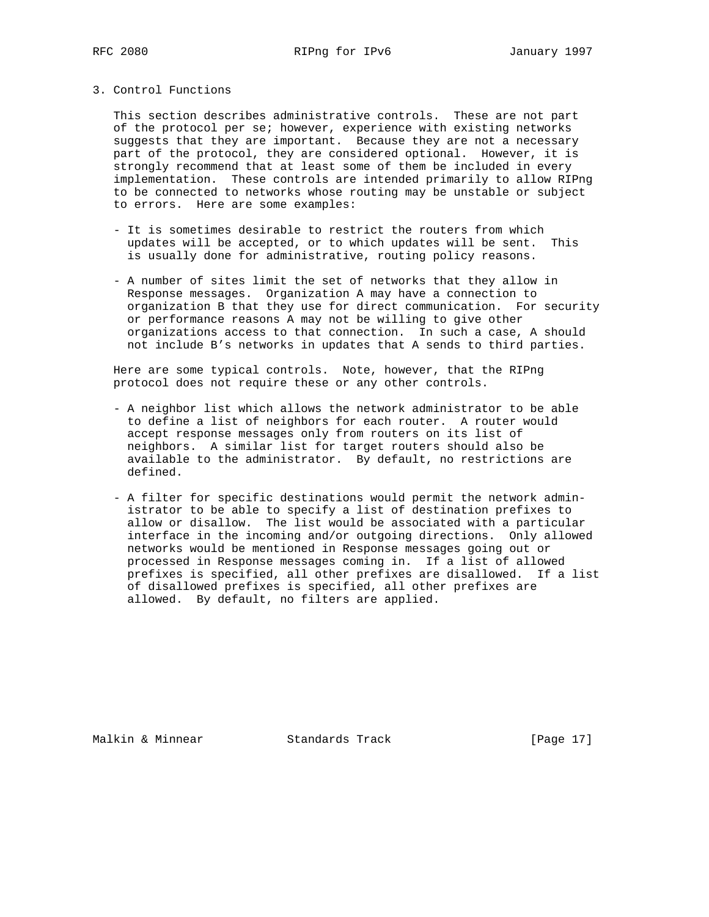## 3. Control Functions

This section describes administrative controls. These are not part of the protocol per se; however, experience with existing networks suggests that they are important. Because they are not a necessary part of the protocol, they are considered optional. However, it is strongly recommend that at least some of them be included in every implementation. These controls are intended primarily to allow RIPng to be connected to networks whose routing may be unstable or subject to errors. Here are some examples:

- It is sometimes desirable to restrict the routers from which updates will be accepted, or to which updates will be sent. This is usually done for administrative, routing policy reasons.

- A number of sites limit the set of networks that they allow in Response messages. Organization A may have a connection to organization B that they use for direct communication. For security or performance reasons A may not be willing to give other organizations access to that connection. In such a case, A should not include B's networks in updates that A sends to third parties.

Here are some typical controls. Note, however, that the RIPng protocol does not require these or any other controls.

- A neighbor list which allows the network administrator to be able to define a list of neighbors for each router. A router would accept response messages only from routers on its list of neighbors. A similar list for target routers should also be available to the administrator. By default, no restrictions are defined.

- A filter for specific destinations would permit the network administrator to be able to specify a list of destination prefixes to allow or disallow. The list would be associated with a particular interface in the incoming and/or outgoing directions. Only allowed networks would be mentioned in Response messages going out or processed in Response messages coming in. If a list of allowed prefixes is specified, all other prefixes are disallowed. If a list of disallowed prefixes is specified, all other prefixes are allowed. By default, no filters are applied.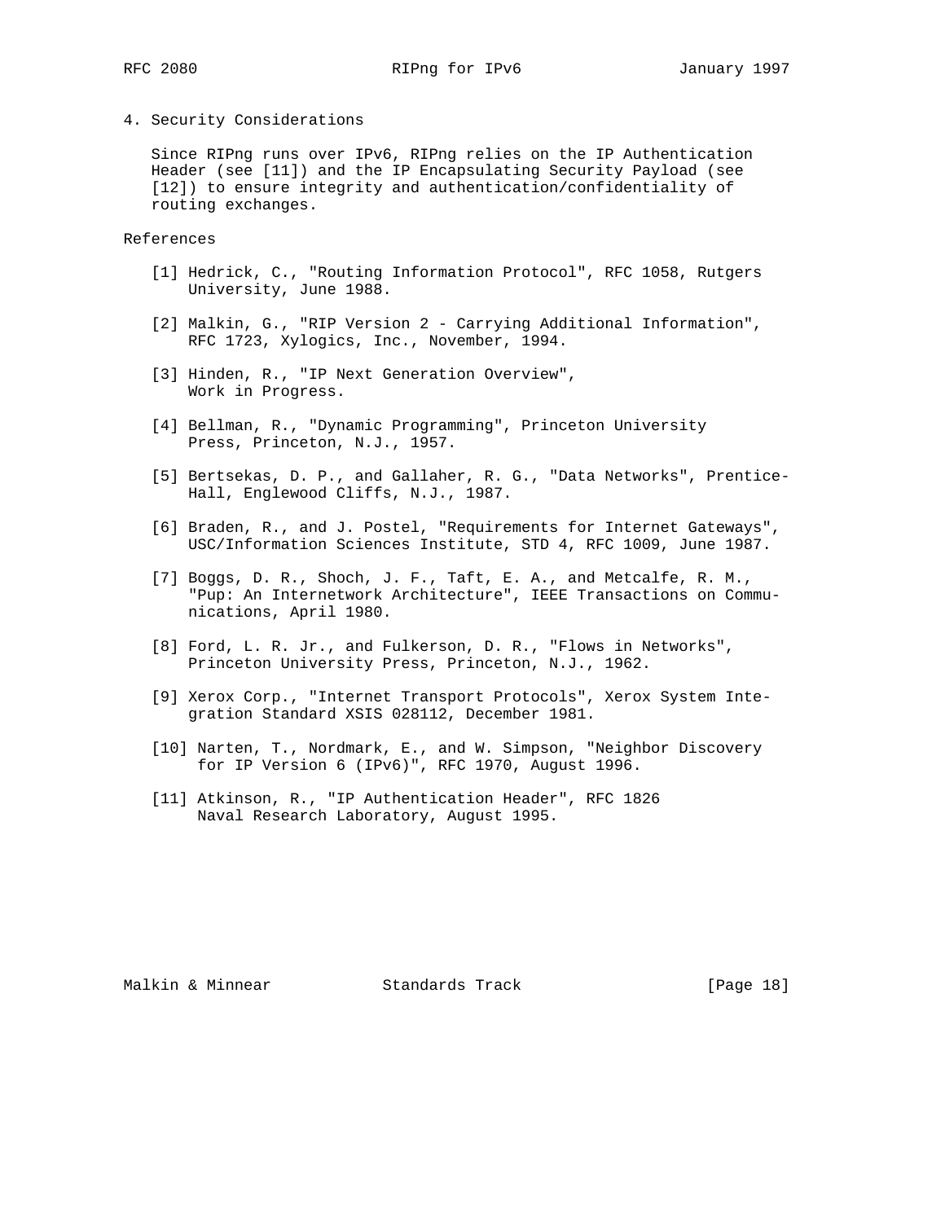## 4. Security Considerations

Since RIPng runs over IPv6, RIPng relies on the IP Authentication Header (see [11]) and the IP Encapsulating Security Payload (see [12]) to ensure integrity and authentication/confidentiality of routing exchanges.

## References

[1] Hedrick, C., "Routing Information Protocol", RFC 1058, Rutgers University, June 1988.

[2] Malkin, G., "RIP Version 2 - Carrying Additional Information", RFC 1723, Xylogics, Inc., November, 1994.

[3] Hinden, R., "IP Next Generation Overview", Work in Progress.

[4] Bellman, R., "Dynamic Programming", Princeton University Press, Princeton, N.J., 1957.

[5] Bertsekas, D. P., and Gallaher, R. G., "Data Networks", Prentice-Hall, Englewood Cliffs, N.J., 1987.

[6] Braden, R., and J. Postel, "Requirements for Internet Gateways", USC/Information Sciences Institute, STD 4, RFC 1009, June 1987.

[7] Boggs, D. R., Shoch, J. F., Taft, E. A., and Metcalfe, R. M., "Pup: An Internetwork Architecture", IEEE Transactions on Communications, April 1980.

[8] Ford, L. R. Jr., and Fulkerson, D. R., "Flows in Networks", Princeton University Press, Princeton, N.J., 1962.

[9] Xerox Corp., "Internet Transport Protocols", Xerox System Integration Standard XSIS 028112, December 1981.

[10] Narten, T., Nordmark, E., and W. Simpson, "Neighbor Discovery for IP Version 6 (IPv6)", RFC 1970, August 1996.

[11] Atkinson, R., "IP Authentication Header", RFC 1826 Naval Research Laboratory, August 1995.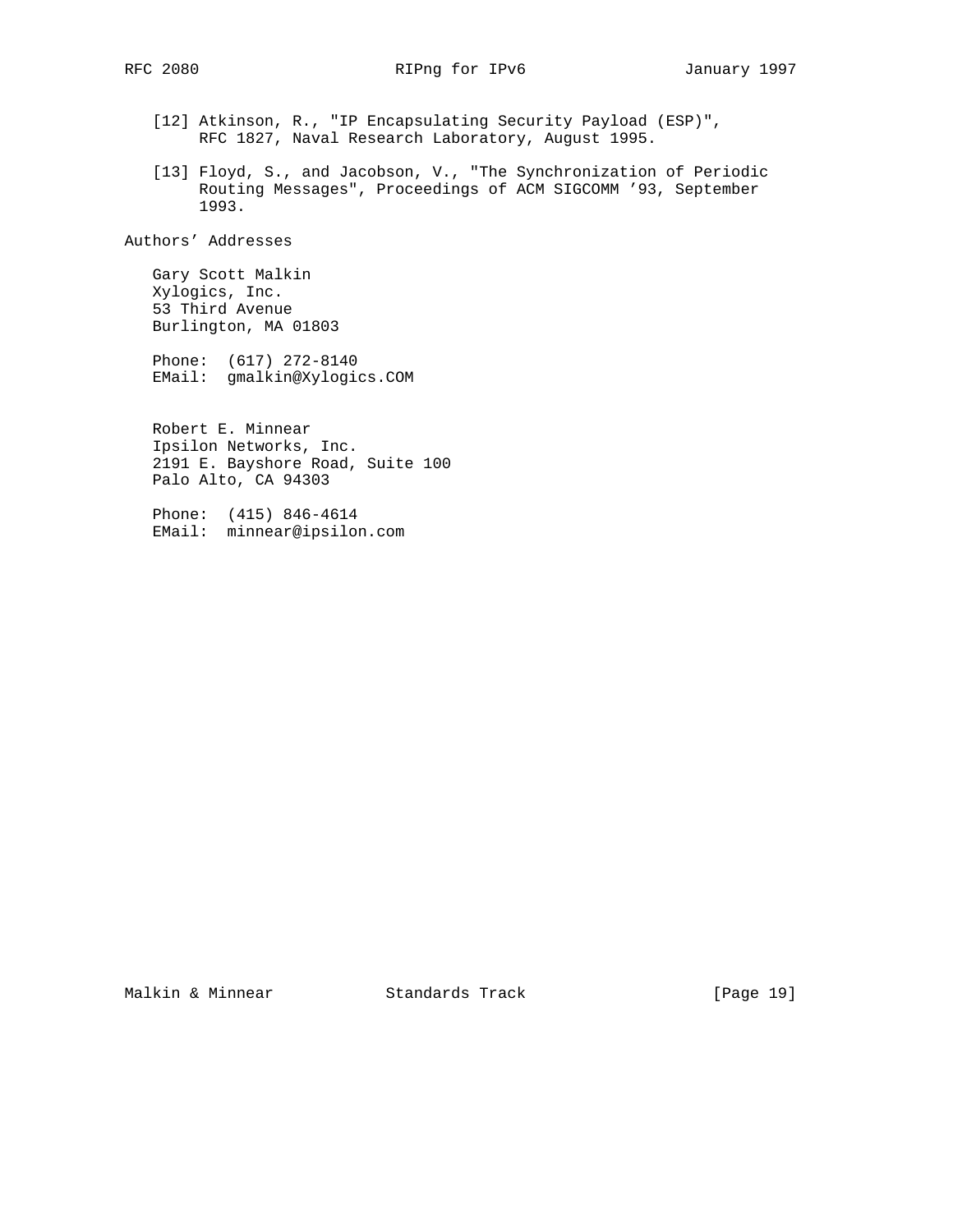[12] Atkinson, R., "IP Encapsulating Security Payload (ESP)", RFC 1827, Naval Research Laboratory, August 1995.

[13] Floyd, S., and Jacobson, V., "The Synchronization of Periodic Routing Messages", Proceedings of ACM SIGCOMM '93, September 1993.

## Authors' Addresses

Gary Scott Malkin
Xylogics, Inc.
53 Third Avenue
Burlington, MA 01803

Phone: (617) 272-8140
EMail: gmalkin@Xylogics.COM

Robert E. Minnear
Ipsilon Networks, Inc.
2191 E. Bayshore Road, Suite 100
Palo Alto, CA 94303

Phone: (415) 846-4614
EMail: minnear@ipsilon.com